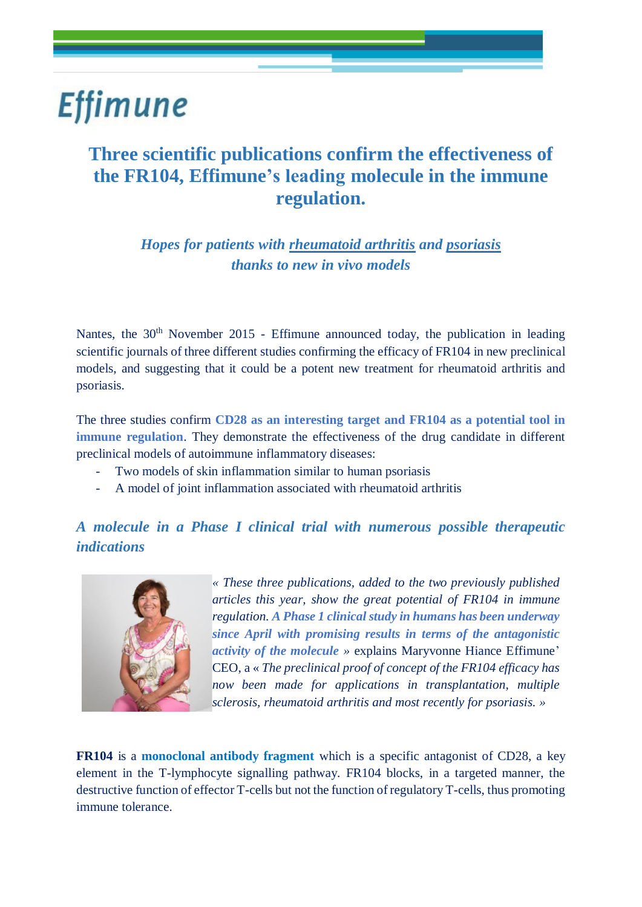Effimune

# Three scientific publications confirm the effectiveness of the FR104, Effimune's leading molecule in the immune regulation.

***Hopes for patients with rheumatoid arthritis and psoriasis thanks to new in vivo models***

Nantes, the 30th November 2015 - Effimune announced today, the publication in leading scientific journals of three different studies confirming the efficacy of FR104 in new preclinical models, and suggesting that it could be a potent new treatment for rheumatoid arthritis and psoriasis.

The three studies confirm **CD28 as an interesting target and FR104 as a potential tool in immune regulation**. They demonstrate the effectiveness of the drug candidate in different preclinical models of autoimmune inflammatory diseases:

- Two models of skin inflammation similar to human psoriasis
- A model of joint inflammation associated with rheumatoid arthritis

## *A molecule in a Phase I clinical trial with numerous possible therapeutic indications*

*« These three publications, added to the two previously published articles this year, show the great potential of FR104 in immune regulation.* ***A Phase 1 clinical study in humans has been underway since April with promising results in terms of the antagonistic activity of the molecule*** » explains Maryvonne Hiance Effimune' CEO, a « *The preclinical proof of concept of the FR104 efficacy has now been made for applications in transplantation, multiple sclerosis, rheumatoid arthritis and most recently for psoriasis. »*

**FR104** is a **monoclonal antibody fragment** which is a specific antagonist of CD28, a key element in the T-lymphocyte signalling pathway. FR104 blocks, in a targeted manner, the destructive function of effector T-cells but not the function of regulatory T-cells, thus promoting immune tolerance.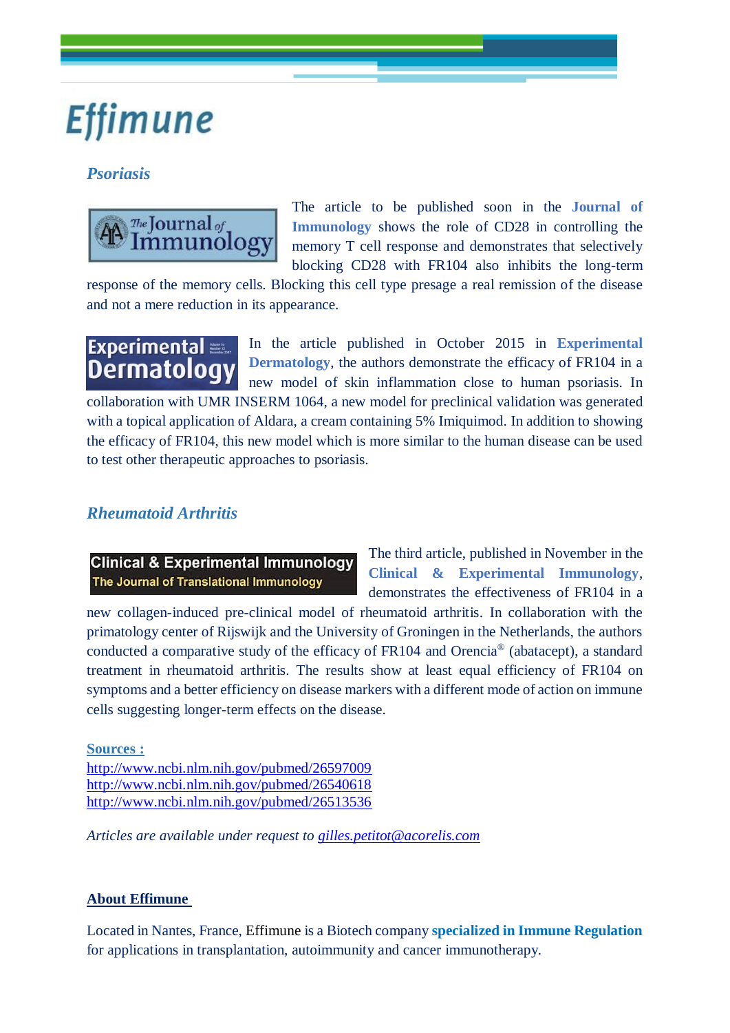Effimune

## *Psoriasis*

The article to be published soon in the **Journal of Immunology** shows the role of CD28 in controlling the memory T cell response and demonstrates that selectively blocking CD28 with FR104 also inhibits the long-term response of the memory cells. Blocking this cell type presage a real remission of the disease and not a mere reduction in its appearance.

In the article published in October 2015 in **Experimental Dermatology**, the authors demonstrate the efficacy of FR104 in a new model of skin inflammation close to human psoriasis. In collaboration with UMR INSERM 1064, a new model for preclinical validation was generated with a topical application of Aldara, a cream containing 5% Imiquimod. In addition to showing the efficacy of FR104, this new model which is more similar to the human disease can be used to test other therapeutic approaches to psoriasis.

## *Rheumatoid Arthritis*

The third article, published in November in the **Clinical & Experimental Immunology**, demonstrates the effectiveness of FR104 in a new collagen-induced pre-clinical model of rheumatoid arthritis. In collaboration with the primatology center of Rijswijk and the University of Groningen in the Netherlands, the authors conducted a comparative study of the efficacy of FR104 and Orencia® (abatacept), a standard treatment in rheumatoid arthritis. The results show at least equal efficiency of FR104 on symptoms and a better efficiency on disease markers with a different mode of action on immune cells suggesting longer-term effects on the disease.

**Sources :**
http://www.ncbi.nlm.nih.gov/pubmed/26597009
http://www.ncbi.nlm.nih.gov/pubmed/26540618
http://www.ncbi.nlm.nih.gov/pubmed/26513536

*Articles are available under request to gilles.petitot@acorelis.com*

**About Effimune**

Located in Nantes, France, Effimune is a Biotech company **specialized in Immune Regulation** for applications in transplantation, autoimmunity and cancer immunotherapy.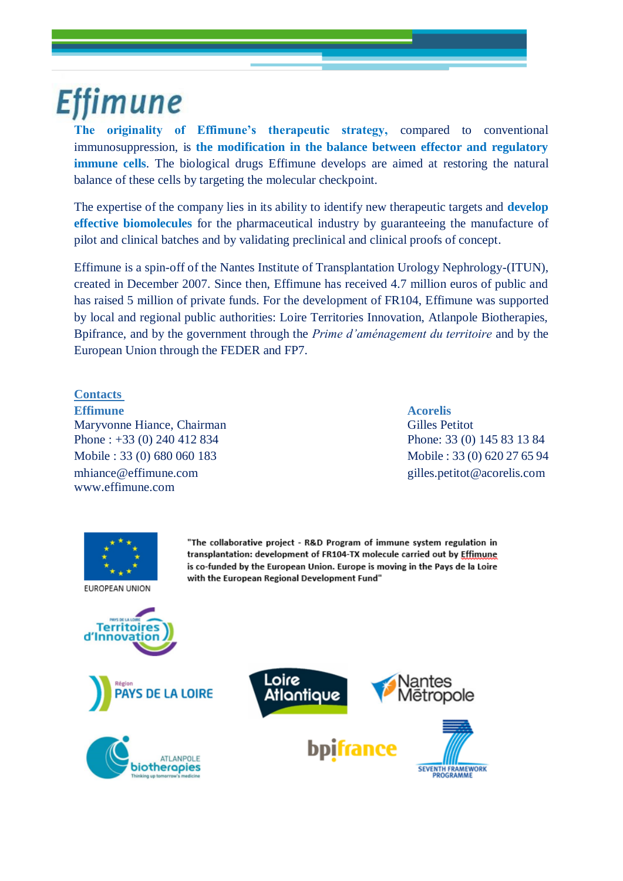# Effimune

**The originality of Effimune's therapeutic strategy,** compared to conventional immunosuppression, is **the modification in the balance between effector and regulatory immune cells**. The biological drugs Effimune develops are aimed at restoring the natural balance of these cells by targeting the molecular checkpoint.

The expertise of the company lies in its ability to identify new therapeutic targets and **develop effective biomolecules** for the pharmaceutical industry by guaranteeing the manufacture of pilot and clinical batches and by validating preclinical and clinical proofs of concept.

Effimune is a spin-off of the Nantes Institute of Transplantation Urology Nephrology-(ITUN), created in December 2007. Since then, Effimune has received 4.7 million euros of public and has raised 5 million of private funds. For the development of FR104, Effimune was supported by local and regional public authorities: Loire Territories Innovation, Atlanpole Biotherapies, Bpifrance, and by the government through the *Prime d'aménagement du territoire* and by the European Union through the FEDER and FP7.

**Contacts**

**Effimune**
Maryvonne Hiance, Chairman
Phone : +33 (0) 240 412 834
Mobile : 33 (0) 680 060 183
mhiance@effimune.com
www.effimune.com

**Acorelis**
Gilles Petitot
Phone: 33 (0) 145 83 13 84
Mobile : 33 (0) 620 27 65 94
gilles.petitot@acorelis.com

EUROPEAN UNION

**"The collaborative project - R&D Program of immune system regulation in transplantation: development of FR104-TX molecule carried out by Effimune is co-funded by the European Union. Europe is moving in the Pays de la Loire with the European Regional Development Fund"**